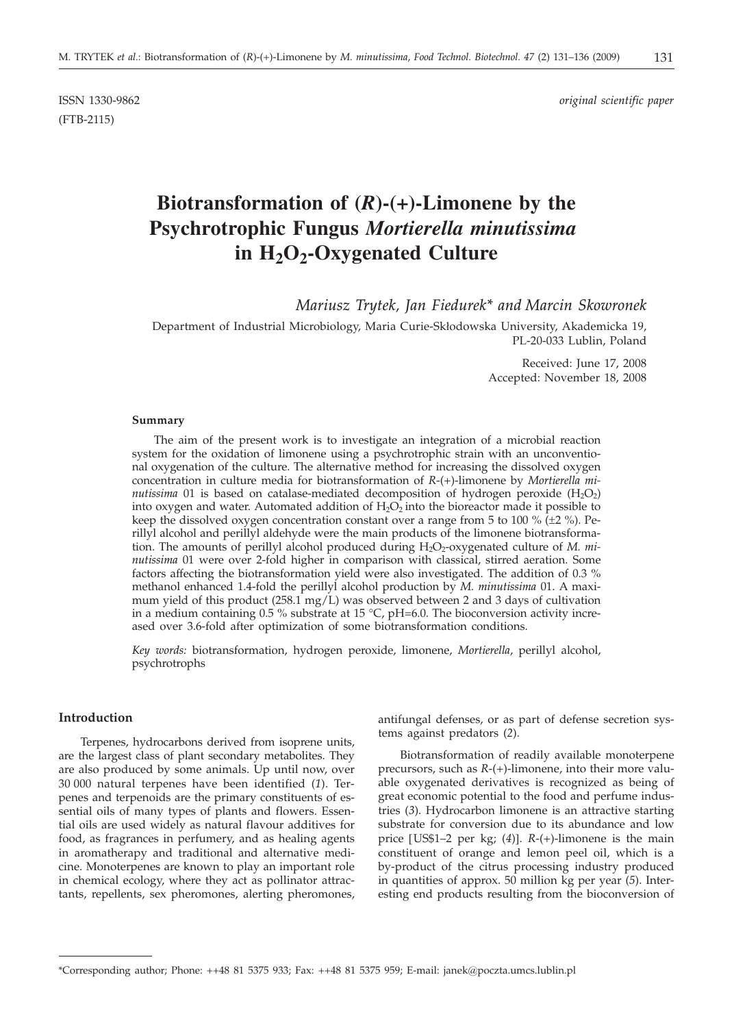ISSN 1330-9862 *original scientific paper*

(FTB-2115)

# Biotransformation of (*R*)-(+)-Limonene by the Psychrotrophic Fungus *Mortierella minutissima* in $H_2O_2$-Oxygenated Culture

*Mariusz Trytek, Jan Fiedurek\* and Marcin Skowronek*

Department of Industrial Microbiology, Maria Curie-Skłodowska University, Akademicka 19, PL-20-033 Lublin, Poland

Received: June 17, 2008
Accepted: November 18, 2008

#### Summary

The aim of the present work is to investigate an integration of a microbial reaction system for the oxidation of limonene using a psychrotrophic strain with an unconventional oxygenation of the culture. The alternative method for increasing the dissolved oxygen concentration in culture media for biotransformation of *R*-(+)-limonene by *Mortierella minutissima* 01 is based on catalase-mediated decomposition of hydrogen peroxide ($H_2O_2$) into oxygen and water. Automated addition of $H_2O_2$ into the bioreactor made it possible to keep the dissolved oxygen concentration constant over a range from 5 to 100 % (±2 %). Perillyl alcohol and perillyl aldehyde were the main products of the limonene biotransformation. The amounts of perillyl alcohol produced during $H_2O_2$-oxygenated culture of *M. minutissima* 01 were over 2-fold higher in comparison with classical, stirred aeration. Some factors affecting the biotransformation yield were also investigated. The addition of 0.3 % methanol enhanced 1.4-fold the perillyl alcohol production by *M. minutissima* 01. A maximum yield of this product (258.1 mg/L) was observed between 2 and 3 days of cultivation in a medium containing 0.5 % substrate at 15 °C, pH=6.0. The bioconversion activity increased over 3.6-fold after optimization of some biotransformation conditions.

*Key words:* biotransformation, hydrogen peroxide, limonene, *Mortierella*, perillyl alcohol, psychrotrophs

## Introduction

Terpenes, hydrocarbons derived from isoprene units, are the largest class of plant secondary metabolites. They are also produced by some animals. Up until now, over 30 000 natural terpenes have been identified (*1*). Terpenes and terpenoids are the primary constituents of essential oils of many types of plants and flowers. Essential oils are used widely as natural flavour additives for food, as fragrances in perfumery, and as healing agents in aromatherapy and traditional and alternative medicine. Monoterpenes are known to play an important role in chemical ecology, where they act as pollinator attractants, repellents, sex pheromones, alerting pheromones, antifungal defenses, or as part of defense secretion systems against predators (*2*).

Biotransformation of readily available monoterpene precursors, such as *R*-(+)-limonene, into their more valuable oxygenated derivatives is recognized as being of great economic potential to the food and perfume industries (*3*). Hydrocarbon limonene is an attractive starting substrate for conversion due to its abundance and low price [US$1–2 per kg; (*4*)]. *R*-(+)-limonene is the main constituent of orange and lemon peel oil, which is a by-product of the citrus processing industry produced in quantities of approx. 50 million kg per year (*5*). Interesting end products resulting from the bioconversion of

\*Corresponding author; Phone: ++48 81 5375 933; Fax: ++48 81 5375 959; E-mail: janek@poczta.umcs.lublin.pl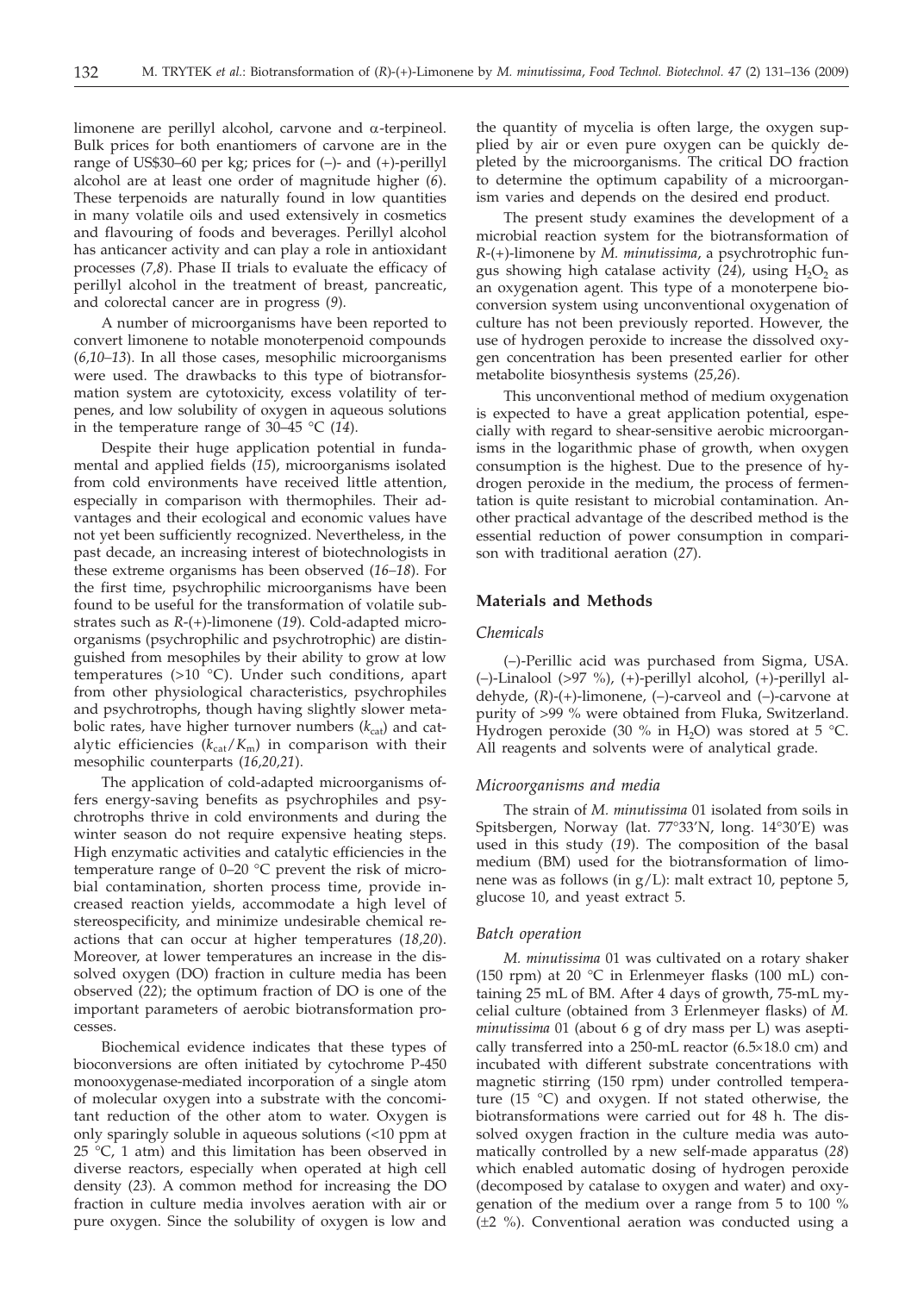limonene are perillyl alcohol, carvone and α-terpineol. Bulk prices for both enantiomers of carvone are in the range of US$30–60 per kg; prices for (–)- and (+)-perillyl alcohol are at least one order of magnitude higher (*6*). These terpenoids are naturally found in low quantities in many volatile oils and used extensively in cosmetics and flavouring of foods and beverages. Perillyl alcohol has anticancer activity and can play a role in antioxidant processes (*7,8*). Phase II trials to evaluate the efficacy of perillyl alcohol in the treatment of breast, pancreatic, and colorectal cancer are in progress (*9*).

A number of microorganisms have been reported to convert limonene to notable monoterpenoid compounds (*6,10–13*). In all those cases, mesophilic microorganisms were used. The drawbacks to this type of biotransformation system are cytotoxicity, excess volatility of terpenes, and low solubility of oxygen in aqueous solutions in the temperature range of 30–45 °C (*14*).

Despite their huge application potential in fundamental and applied fields (*15*), microorganisms isolated from cold environments have received little attention, especially in comparison with thermophiles. Their advantages and their ecological and economic values have not yet been sufficiently recognized. Nevertheless, in the past decade, an increasing interest of biotechnologists in these extreme organisms has been observed (*16–18*). For the first time, psychrophilic microorganisms have been found to be useful for the transformation of volatile substrates such as *R*-(+)-limonene (*19*). Cold-adapted microorganisms (psychrophilic and psychrotrophic) are distinguished from mesophiles by their ability to grow at low temperatures (>10 °C). Under such conditions, apart from other physiological characteristics, psychrophiles and psychrotrophs, though having slightly slower metabolic rates, have higher turnover numbers ($k_{cat}$) and catalytic efficiencies ($k_{cat}/K_m$) in comparison with their mesophilic counterparts (*16,20,21*).

The application of cold-adapted microorganisms offers energy-saving benefits as psychrophiles and psychrotrophs thrive in cold environments and during the winter season do not require expensive heating steps. High enzymatic activities and catalytic efficiencies in the temperature range of 0–20 °C prevent the risk of microbial contamination, shorten process time, provide increased reaction yields, accommodate a high level of stereospecificity, and minimize undesirable chemical reactions that can occur at higher temperatures (*18,20*). Moreover, at lower temperatures an increase in the dissolved oxygen (DO) fraction in culture media has been observed (*22*); the optimum fraction of DO is one of the important parameters of aerobic biotransformation processes.

Biochemical evidence indicates that these types of bioconversions are often initiated by cytochrome P-450 monooxygenase-mediated incorporation of a single atom of molecular oxygen into a substrate with the concomitant reduction of the other atom to water. Oxygen is only sparingly soluble in aqueous solutions (<10 ppm at 25 °C, 1 atm) and this limitation has been observed in diverse reactors, especially when operated at high cell density (*23*). A common method for increasing the DO fraction in culture media involves aeration with air or pure oxygen. Since the solubility of oxygen is low and the quantity of mycelia is often large, the oxygen supplied by air or even pure oxygen can be quickly depleted by the microorganisms. The critical DO fraction to determine the optimum capability of a microorganism varies and depends on the desired end product.

The present study examines the development of a microbial reaction system for the biotransformation of *R*-(+)-limonene by *M. minutissima*, a psychrotrophic fungus showing high catalase activity (*24*), using $H_2O_2$ as an oxygenation agent. This type of a monoterpene bioconversion system using unconventional oxygenation of culture has not been previously reported. However, the use of hydrogen peroxide to increase the dissolved oxygen concentration has been presented earlier for other metabolite biosynthesis systems (*25,26*).

This unconventional method of medium oxygenation is expected to have a great application potential, especially with regard to shear-sensitive aerobic microorganisms in the logarithmic phase of growth, when oxygen consumption is the highest. Due to the presence of hydrogen peroxide in the medium, the process of fermentation is quite resistant to microbial contamination. Another practical advantage of the described method is the essential reduction of power consumption in comparison with traditional aeration (*27*).

## Materials and Methods

### *Chemicals*

(–)-Perillic acid was purchased from Sigma, USA. (–)-Linalool (>97 %), (+)-perillyl alcohol, (+)-perillyl aldehyde, (*R*)-(+)-limonene, (–)-carveol and (–)-carvone at purity of >99 % were obtained from Fluka, Switzerland. Hydrogen peroxide (30 % in $H_2O$) was stored at 5 °C. All reagents and solvents were of analytical grade.

### *Microorganisms and media*

The strain of *M. minutissima* 01 isolated from soils in Spitsbergen, Norway (lat. 77°33'N, long. 14°30'E) was used in this study (*19*). The composition of the basal medium (BM) used for the biotransformation of limonene was as follows (in g/L): malt extract 10, peptone 5, glucose 10, and yeast extract 5.

### *Batch operation*

*M. minutissima* 01 was cultivated on a rotary shaker (150 rpm) at 20 °C in Erlenmeyer flasks (100 mL) containing 25 mL of BM. After 4 days of growth, 75-mL mycelial culture (obtained from 3 Erlenmeyer flasks) of *M. minutissima* 01 (about 6 g of dry mass per L) was aseptically transferred into a 250-mL reactor (6.5×18.0 cm) and incubated with different substrate concentrations with magnetic stirring (150 rpm) under controlled temperature (15 °C) and oxygen. If not stated otherwise, the biotransformations were carried out for 48 h. The dissolved oxygen fraction in the culture media was automatically controlled by a new self-made apparatus (*28*) which enabled automatic dosing of hydrogen peroxide (decomposed by catalase to oxygen and water) and oxygenation of the medium over a range from 5 to 100 % (±2 %). Conventional aeration was conducted using a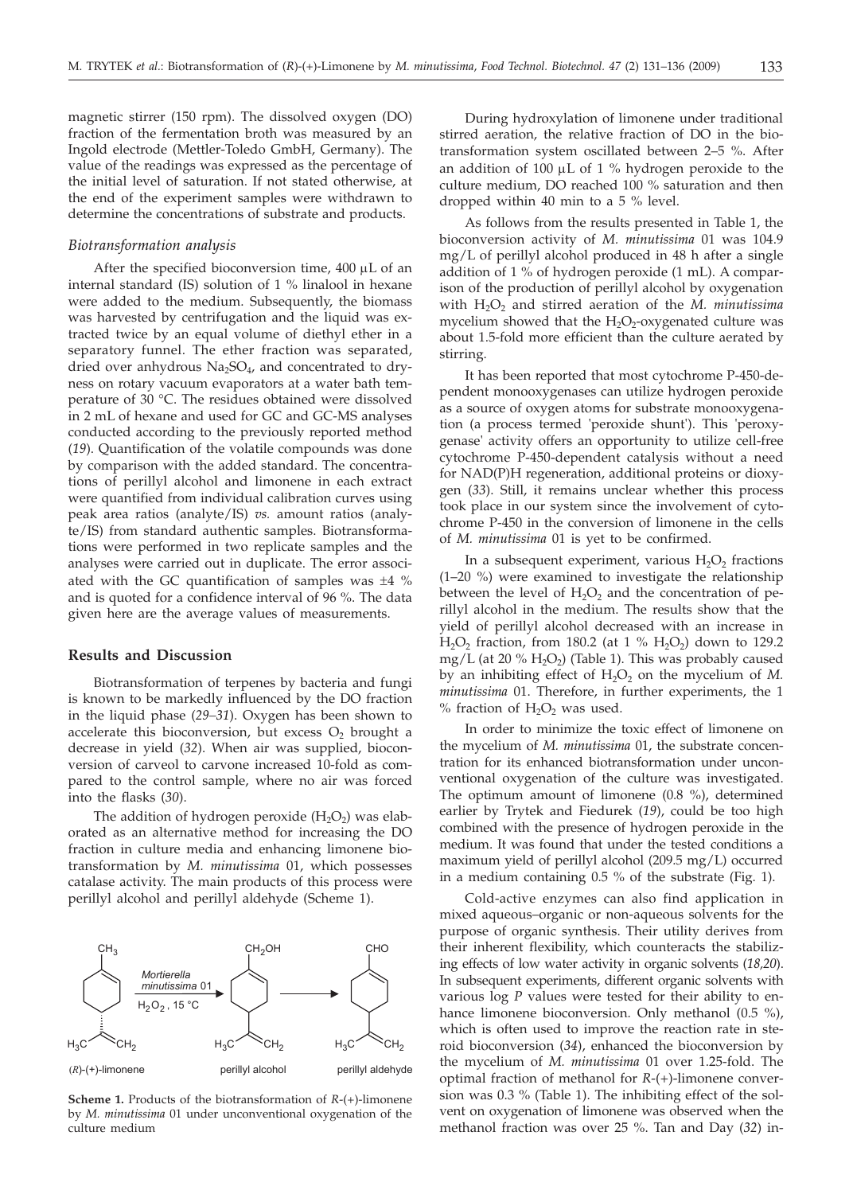magnetic stirrer (150 rpm). The dissolved oxygen (DO) fraction of the fermentation broth was measured by an Ingold electrode (Mettler-Toledo GmbH, Germany). The value of the readings was expressed as the percentage of the initial level of saturation. If not stated otherwise, at the end of the experiment samples were withdrawn to determine the concentrations of substrate and products.

### *Biotransformation analysis*

After the specified bioconversion time, 400 μL of an internal standard (IS) solution of 1 % linalool in hexane were added to the medium. Subsequently, the biomass was harvested by centrifugation and the liquid was extracted twice by an equal volume of diethyl ether in a separatory funnel. The ether fraction was separated, dried over anhydrous $Na_2SO_4$, and concentrated to dryness on rotary vacuum evaporators at a water bath temperature of 30 °C. The residues obtained were dissolved in 2 mL of hexane and used for GC and GC-MS analyses conducted according to the previously reported method (*19*). Quantification of the volatile compounds was done by comparison with the added standard. The concentrations of perillyl alcohol and limonene in each extract were quantified from individual calibration curves using peak area ratios (analyte/IS) *vs.* amount ratios (analyte/IS) from standard authentic samples. Biotransformations were performed in two replicate samples and the analyses were carried out in duplicate. The error associated with the GC quantification of samples was ±4 % and is quoted for a confidence interval of 96 %. The data given here are the average values of measurements.

## Results and Discussion

Biotransformation of terpenes by bacteria and fungi is known to be markedly influenced by the DO fraction in the liquid phase (*29–31*). Oxygen has been shown to accelerate this bioconversion, but excess $O_2$ brought a decrease in yield (*32*). When air was supplied, bioconversion of carveol to carvone increased 10-fold as compared to the control sample, where no air was forced into the flasks (*30*).

The addition of hydrogen peroxide ($H_2O_2$) was elaborated as an alternative method for increasing the DO fraction in culture media and enhancing limonene biotransformation by *M. minutissima* 01, which possesses catalase activity. The main products of this process were perillyl alcohol and perillyl aldehyde (Scheme 1).

(*R*)-(+)-limonene → (*Mortierella minutissima* 01, $H_2O_2$, 15 °C) → perillyl alcohol → perillyl aldehyde

**Scheme 1.** Products of the biotransformation of *R*-(+)-limonene by *M. minutissima* 01 under unconventional oxygenation of the culture medium

During hydroxylation of limonene under traditional stirred aeration, the relative fraction of DO in the biotransformation system oscillated between 2–5 %. After an addition of 100 μL of 1 % hydrogen peroxide to the culture medium, DO reached 100 % saturation and then dropped within 40 min to a 5 % level.

As follows from the results presented in Table 1, the bioconversion activity of *M. minutissima* 01 was 104.9 mg/L of perillyl alcohol produced in 48 h after a single addition of 1 % of hydrogen peroxide (1 mL). A comparison of the production of perillyl alcohol by oxygenation with $H_2O_2$ and stirred aeration of the *M. minutissima* mycelium showed that the $H_2O_2$-oxygenated culture was about 1.5-fold more efficient than the culture aerated by stirring.

It has been reported that most cytochrome P-450-dependent monooxygenases can utilize hydrogen peroxide as a source of oxygen atoms for substrate monooxygenation (a process termed 'peroxide shunt'). This 'peroxygenase' activity offers an opportunity to utilize cell-free cytochrome P-450-dependent catalysis without a need for NAD(P)H regeneration, additional proteins or dioxygen (*33*). Still, it remains unclear whether this process took place in our system since the involvement of cytochrome P-450 in the conversion of limonene in the cells of *M. minutissima* 01 is yet to be confirmed.

In a subsequent experiment, various $H_2O_2$ fractions (1–20 %) were examined to investigate the relationship between the level of $H_2O_2$ and the concentration of perillyl alcohol in the medium. The results show that the yield of perillyl alcohol decreased with an increase in $H_2O_2$ fraction, from 180.2 (at 1 % $H_2O_2$) down to 129.2 mg/L (at 20 % $H_2O_2$) (Table 1). This was probably caused by an inhibiting effect of $H_2O_2$ on the mycelium of *M. minutissima* 01. Therefore, in further experiments, the 1 % fraction of $H_2O_2$ was used.

In order to minimize the toxic effect of limonene on the mycelium of *M. minutissima* 01, the substrate concentration for its enhanced biotransformation under unconventional oxygenation of the culture was investigated. The optimum amount of limonene (0.8 %), determined earlier by Trytek and Fiedurek (*19*), could be too high combined with the presence of hydrogen peroxide in the medium. It was found that under the tested conditions a maximum yield of perillyl alcohol (209.5 mg/L) occurred in a medium containing 0.5 % of the substrate (Fig. 1).

Cold-active enzymes can also find application in mixed aqueous–organic or non-aqueous solvents for the purpose of organic synthesis. Their utility derives from their inherent flexibility, which counteracts the stabilizing effects of low water activity in organic solvents (*18,20*). In subsequent experiments, different organic solvents with various log *P* values were tested for their ability to enhance limonene bioconversion. Only methanol (0.5 %), which is often used to improve the reaction rate in steroid bioconversion (*34*), enhanced the bioconversion by the mycelium of *M. minutissima* 01 over 1.25-fold. The optimal fraction of methanol for *R*-(+)-limonene conversion was 0.3 % (Table 1). The inhibiting effect of the solvent on oxygenation of limonene was observed when the methanol fraction was over 25 %. Tan and Day (*32*) in-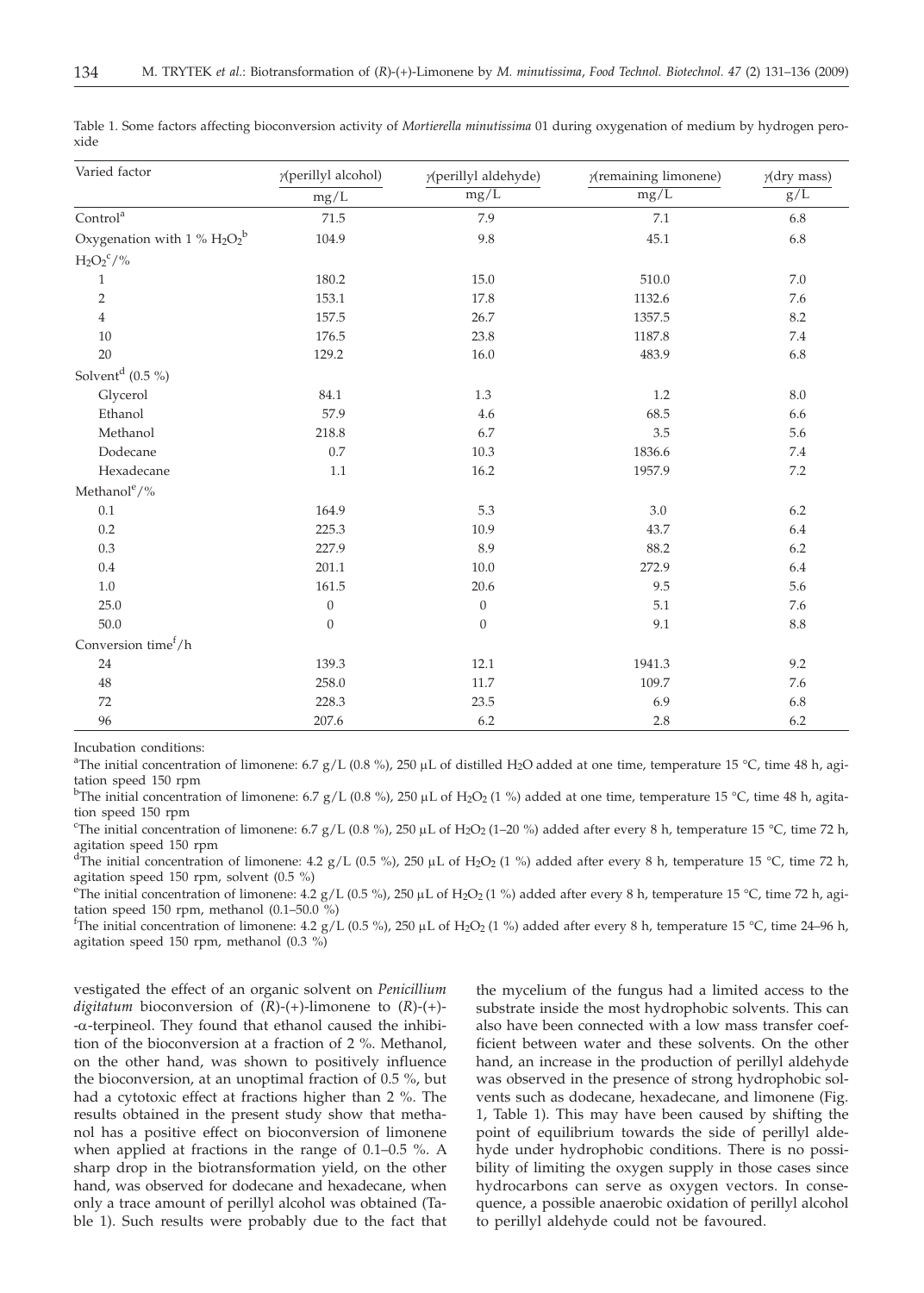Table 1. Some factors affecting bioconversion activity of *Mortierella minutissima* 01 during oxygenation of medium by hydrogen peroxide

| Varied factor | $\gamma$(perillyl alcohol) / mg/L | $\gamma$(perillyl aldehyde) / mg/L | $\gamma$(remaining limonene) / mg/L | $\gamma$(dry mass) / g/L |
|---|---|---|---|---|
| Control[a] | 71.5 | 7.9 | 7.1 | 6.8 |
| Oxygenation with 1 % $H_2O_2$[b] | 104.9 | 9.8 | 45.1 | 6.8 |
| $H_2O_2$[c]/% | | | | |
| 1 | 180.2 | 15.0 | 510.0 | 7.0 |
| 2 | 153.1 | 17.8 | 1132.6 | 7.6 |
| 4 | 157.5 | 26.7 | 1357.5 | 8.2 |
| 10 | 176.5 | 23.8 | 1187.8 | 7.4 |
| 20 | 129.2 | 16.0 | 483.9 | 6.8 |
| Solvent[d] (0.5 %) | | | | |
| Glycerol | 84.1 | 1.3 | 1.2 | 8.0 |
| Ethanol | 57.9 | 4.6 | 68.5 | 6.6 |
| Methanol | 218.8 | 6.7 | 3.5 | 5.6 |
| Dodecane | 0.7 | 10.3 | 1836.6 | 7.4 |
| Hexadecane | 1.1 | 16.2 | 1957.9 | 7.2 |
| Methanol[e]/% | | | | |
| 0.1 | 164.9 | 5.3 | 3.0 | 6.2 |
| 0.2 | 225.3 | 10.9 | 43.7 | 6.4 |
| 0.3 | 227.9 | 8.9 | 88.2 | 6.2 |
| 0.4 | 201.1 | 10.0 | 272.9 | 6.4 |
| 1.0 | 161.5 | 20.6 | 9.5 | 5.6 |
| 25.0 | 0 | 0 | 5.1 | 7.6 |
| 50.0 | 0 | 0 | 9.1 | 8.8 |
| Conversion time[f]/h | | | | |
| 24 | 139.3 | 12.1 | 1941.3 | 9.2 |
| 48 | 258.0 | 11.7 | 109.7 | 7.6 |
| 72 | 228.3 | 23.5 | 6.9 | 6.8 |
| 96 | 207.6 | 6.2 | 2.8 | 6.2 |

Incubation conditions:

[a]The initial concentration of limonene: 6.7 g/L (0.8 %), 250 μL of distilled $H_2O$ added at one time, temperature 15 °C, time 48 h, agitation speed 150 rpm

[b]The initial concentration of limonene: 6.7 g/L (0.8 %), 250 μL of $H_2O_2$ (1 %) added at one time, temperature 15 °C, time 48 h, agitation speed 150 rpm

[c]The initial concentration of limonene: 6.7 g/L (0.8 %), 250 μL of $H_2O_2$ (1–20 %) added after every 8 h, temperature 15 °C, time 72 h, agitation speed 150 rpm

[d]The initial concentration of limonene: 4.2 g/L (0.5 %), 250 μL of $H_2O_2$ (1 %) added after every 8 h, temperature 15 °C, time 72 h, agitation speed 150 rpm, solvent (0.5 %)

[e]The initial concentration of limonene: 4.2 g/L (0.5 %), 250 μL of $H_2O_2$ (1 %) added after every 8 h, temperature 15 °C, time 72 h, agitation speed 150 rpm, methanol (0.1–50.0 %)

[f]The initial concentration of limonene: 4.2 g/L (0.5 %), 250 μL of $H_2O_2$ (1 %) added after every 8 h, temperature 15 °C, time 24–96 h, agitation speed 150 rpm, methanol (0.3 %)

vestigated the effect of an organic solvent on *Penicillium digitatum* bioconversion of (*R*)-(+)-limonene to (*R*)-(+)-α-terpineol. They found that ethanol caused the inhibition of the bioconversion at a fraction of 2 %. Methanol, on the other hand, was shown to positively influence the bioconversion, at an unoptimal fraction of 0.5 %, but had a cytotoxic effect at fractions higher than 2 %. The results obtained in the present study show that methanol has a positive effect on bioconversion of limonene when applied at fractions in the range of 0.1–0.5 %. A sharp drop in the biotransformation yield, on the other hand, was observed for dodecane and hexadecane, when only a trace amount of perillyl alcohol was obtained (Table 1). Such results were probably due to the fact that the mycelium of the fungus had a limited access to the substrate inside the most hydrophobic solvents. This can also have been connected with a low mass transfer coefficient between water and these solvents. On the other hand, an increase in the production of perillyl aldehyde was observed in the presence of strong hydrophobic solvents such as dodecane, hexadecane, and limonene (Fig. 1, Table 1). This may have been caused by shifting the point of equilibrium towards the side of perillyl aldehyde under hydrophobic conditions. There is no possibility of limiting the oxygen supply in those cases since hydrocarbons can serve as oxygen vectors. In consequence, a possible anaerobic oxidation of perillyl alcohol to perillyl aldehyde could not be favoured.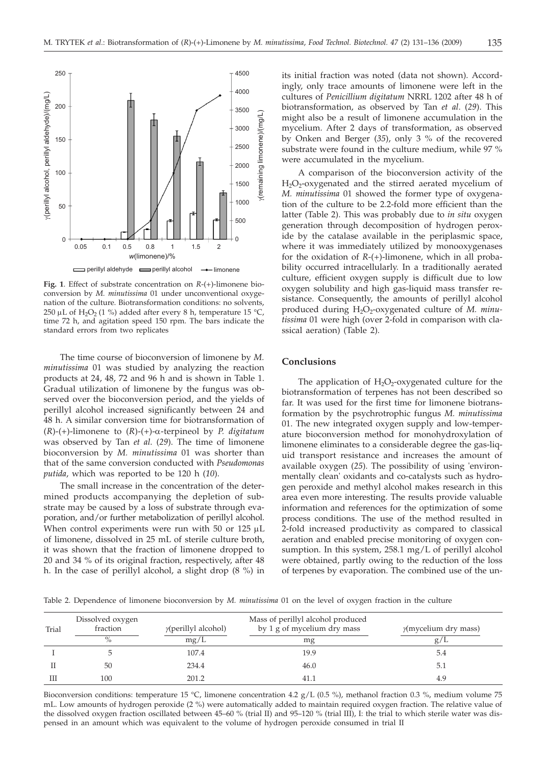**Fig. 1**. Effect of substrate concentration on *R*-(+)-limonene bioconversion by *M. minutissima* 01 under unconventional oxygenation of the culture. Biotransformation conditions: no solvents, 250 μL of $H_2O_2$ (1 %) added after every 8 h, temperature 15 °C, time 72 h, and agitation speed 150 rpm. The bars indicate the standard errors from two replicates

The time course of bioconversion of limonene by *M. minutissima* 01 was studied by analyzing the reaction products at 24, 48, 72 and 96 h and is shown in Table 1. Gradual utilization of limonene by the fungus was observed over the bioconversion period, and the yields of perillyl alcohol increased significantly between 24 and 48 h. A similar conversion time for biotransformation of (*R*)-(+)-limonene to (*R*)-(+)-α-terpineol by *P. digitatum* was observed by Tan *et al*. (*29*). The time of limonene bioconversion by *M. minutissima* 01 was shorter than that of the same conversion conducted with *Pseudomonas putida*, which was reported to be 120 h (*10*).

The small increase in the concentration of the determined products accompanying the depletion of substrate may be caused by a loss of substrate through evaporation, and/or further metabolization of perillyl alcohol. When control experiments were run with 50 or 125 μL of limonene, dissolved in 25 mL of sterile culture broth, it was shown that the fraction of limonene dropped to 20 and 34 % of its original fraction, respectively, after 48 h. In the case of perillyl alcohol, a slight drop (8 %) in its initial fraction was noted (data not shown). Accordingly, only trace amounts of limonene were left in the cultures of *Penicillium digitatum* NRRL 1202 after 48 h of biotransformation, as observed by Tan *et al*. (*29*). This might also be a result of limonene accumulation in the mycelium. After 2 days of transformation, as observed by Onken and Berger (*35*), only 3 % of the recovered substrate were found in the culture medium, while 97 % were accumulated in the mycelium.

A comparison of the bioconversion activity of the $H_2O_2$-oxygenated and the stirred aerated mycelium of *M. minutissima* 01 showed the former type of oxygenation of the culture to be 2.2-fold more efficient than the latter (Table 2). This was probably due to *in situ* oxygen generation through decomposition of hydrogen peroxide by the catalase available in the periplasmic space, where it was immediately utilized by monooxygenases for the oxidation of *R*-(+)-limonene, which in all probability occurred intracellularly. In a traditionally aerated culture, efficient oxygen supply is difficult due to low oxygen solubility and high gas-liquid mass transfer resistance. Consequently, the amounts of perillyl alcohol produced during $H_2O_2$-oxygenated culture of *M. minutissima* 01 were high (over 2-fold in comparison with classical aeration) (Table 2).

## Conclusions

The application of $H_2O_2$-oxygenated culture for the biotransformation of terpenes has not been described so far. It was used for the first time for limonene biotransformation by the psychrotrophic fungus *M. minutissima* 01. The new integrated oxygen supply and low-temperature bioconversion method for monohydroxylation of limonene eliminates to a considerable degree the gas-liquid transport resistance and increases the amount of available oxygen (*25*). The possibility of using 'environmentally clean' oxidants and co-catalysts such as hydrogen peroxide and methyl alcohol makes research in this area even more interesting. The results provide valuable information and references for the optimization of some process conditions. The use of the method resulted in 2-fold increased productivity as compared to classical aeration and enabled precise monitoring of oxygen consumption. In this system, 258.1 mg/L of perillyl alcohol were obtained, partly owing to the reduction of the loss of terpenes by evaporation. The combined use of the un-

Table 2. Dependence of limonene bioconversion by *M. minutissima* 01 on the level of oxygen fraction in the culture

| Trial | Dissolved oxygen fraction | γ(perillyl alcohol) | Mass of perillyl alcohol produced by 1 g of mycelium dry mass | γ(mycelium dry mass) |
|---|---|---|---|---|
| | % | mg/L | mg | g/L |
| I | 5 | 107.4 | 19.9 | 5.4 |
| II | 50 | 234.4 | 46.0 | 5.1 |
| III | 100 | 201.2 | 41.1 | 4.9 |

Bioconversion conditions: temperature 15 °C, limonene concentration 4.2 g/L (0.5 %), methanol fraction 0.3 %, medium volume 75 mL. Low amounts of hydrogen peroxide (2 %) were automatically added to maintain required oxygen fraction. The relative value of the dissolved oxygen fraction oscillated between 45–60 % (trial II) and 95–120 % (trial III), I: the trial to which sterile water was dispensed in an amount which was equivalent to the volume of hydrogen peroxide consumed in trial II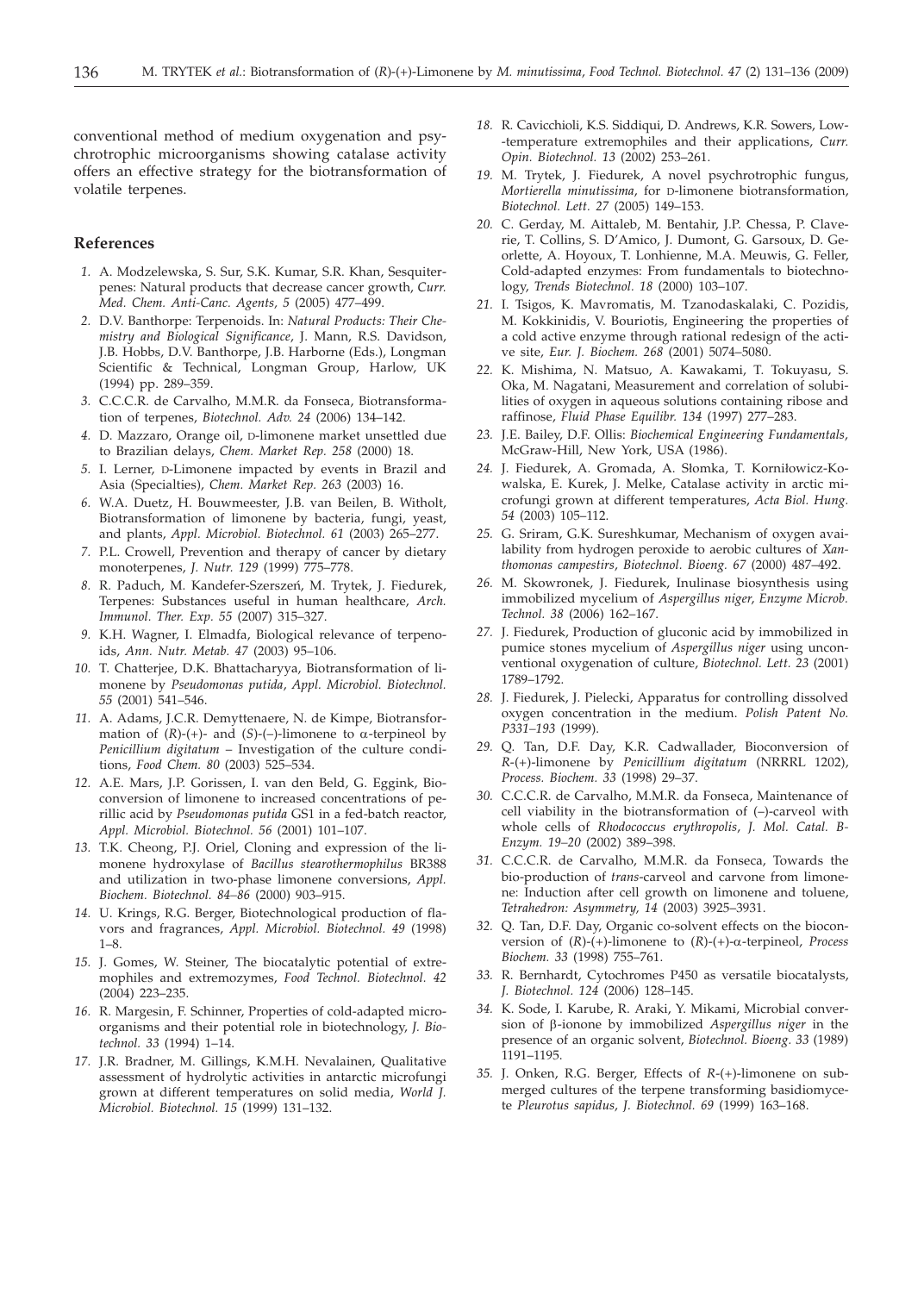conventional method of medium oxygenation and psychrotrophic microorganisms showing catalase activity offers an effective strategy for the biotransformation of volatile terpenes.

## References

1. A. Modzelewska, S. Sur, S.K. Kumar, S.R. Khan, Sesquiterpenes: Natural products that decrease cancer growth, *Curr. Med. Chem. Anti-Canc. Agents, 5* (2005) 477–499.
2. D.V. Banthorpe: Terpenoids. In: *Natural Products: Their Chemistry and Biological Significance*, J. Mann, R.S. Davidson, J.B. Hobbs, D.V. Banthorpe, J.B. Harborne (Eds.), Longman Scientific & Technical, Longman Group, Harlow, UK (1994) pp. 289–359.
3. C.C.C.R. de Carvalho, M.M.R. da Fonseca, Biotransformation of terpenes, *Biotechnol. Adv. 24* (2006) 134–142.
4. D. Mazzaro, Orange oil, D-limonene market unsettled due to Brazilian delays, *Chem. Market Rep. 258* (2000) 18.
5. I. Lerner, D-Limonene impacted by events in Brazil and Asia (Specialties), *Chem. Market Rep. 263* (2003) 16.
6. W.A. Duetz, H. Bouwmeester, J.B. van Beilen, B. Witholt, Biotransformation of limonene by bacteria, fungi, yeast, and plants, *Appl. Microbiol. Biotechnol. 61* (2003) 265–277.
7. P.L. Crowell, Prevention and therapy of cancer by dietary monoterpenes, *J. Nutr. 129* (1999) 775–778.
8. R. Paduch, M. Kandefer-Szerszeń, M. Trytek, J. Fiedurek, Terpenes: Substances useful in human healthcare, *Arch. Immunol. Ther. Exp. 55* (2007) 315–327.
9. K.H. Wagner, I. Elmadfa, Biological relevance of terpenoids, *Ann. Nutr. Metab. 47* (2003) 95–106.
10. T. Chatterjee, D.K. Bhattacharyya, Biotransformation of limonene by *Pseudomonas putida*, *Appl. Microbiol. Biotechnol. 55* (2001) 541–546.
11. A. Adams, J.C.R. Demyttenaere, N. de Kimpe, Biotransformation of (*R*)-(+)- and (*S*)-(–)-limonene to α-terpineol by *Penicillium digitatum* – Investigation of the culture conditions, *Food Chem. 80* (2003) 525–534.
12. A.E. Mars, J.P. Gorissen, I. van den Beld, G. Eggink, Bioconversion of limonene to increased concentrations of perillic acid by *Pseudomonas putida* GS1 in a fed-batch reactor, *Appl. Microbiol. Biotechnol. 56* (2001) 101–107.
13. T.K. Cheong, P.J. Oriel, Cloning and expression of the limonene hydroxylase of *Bacillus stearothermophilus* BR388 and utilization in two-phase limonene conversions, *Appl. Biochem. Biotechnol. 84–86* (2000) 903–915.
14. U. Krings, R.G. Berger, Biotechnological production of flavors and fragrances, *Appl. Microbiol. Biotechnol. 49* (1998) 1–8.
15. J. Gomes, W. Steiner, The biocatalytic potential of extremophiles and extremozymes, *Food Technol. Biotechnol. 42* (2004) 223–235.
16. R. Margesin, F. Schinner, Properties of cold-adapted microorganisms and their potential role in biotechnology, *J. Biotechnol. 33* (1994) 1–14.
17. J.R. Bradner, M. Gillings, K.M.H. Nevalainen, Qualitative assessment of hydrolytic activities in antarctic microfungi grown at different temperatures on solid media, *World J. Microbiol. Biotechnol. 15* (1999) 131–132.
18. R. Cavicchioli, K.S. Siddiqui, D. Andrews, K.R. Sowers, Low-temperature extremophiles and their applications, *Curr. Opin. Biotechnol. 13* (2002) 253–261.
19. M. Trytek, J. Fiedurek, A novel psychrotrophic fungus, *Mortierella minutissima*, for D-limonene biotransformation, *Biotechnol. Lett. 27* (2005) 149–153.
20. C. Gerday, M. Aittaleb, M. Bentahir, J.P. Chessa, P. Claverie, T. Collins, S. D'Amico, J. Dumont, G. Garsoux, D. Georlette, A. Hoyoux, T. Lonhienne, M.A. Meuwis, G. Feller, Cold-adapted enzymes: From fundamentals to biotechnology, *Trends Biotechnol. 18* (2000) 103–107.
21. I. Tsigos, K. Mavromatis, M. Tzanodaskalaki, C. Pozidis, M. Kokkinidis, V. Bouriotis, Engineering the properties of a cold active enzyme through rational redesign of the active site, *Eur. J. Biochem. 268* (2001) 5074–5080.
22. K. Mishima, N. Matsuo, A. Kawakami, T. Tokuyasu, S. Oka, M. Nagatani, Measurement and correlation of solubilities of oxygen in aqueous solutions containing ribose and raffinose, *Fluid Phase Equilibr. 134* (1997) 277–283.
23. J.E. Bailey, D.F. Ollis: *Biochemical Engineering Fundamentals*, McGraw-Hill, New York, USA (1986).
24. J. Fiedurek, A. Gromada, A. Słomka, T. Korniłowicz-Kowalska, E. Kurek, J. Melke, Catalase activity in arctic microfungi grown at different temperatures, *Acta Biol. Hung. 54* (2003) 105–112.
25. G. Sriram, G.K. Sureshkumar, Mechanism of oxygen availability from hydrogen peroxide to aerobic cultures of *Xanthomonas campestris*, *Biotechnol. Bioeng. 67* (2000) 487–492.
26. M. Skowronek, J. Fiedurek, Inulinase biosynthesis using immobilized mycelium of *Aspergillus niger*, *Enzyme Microb. Technol. 38* (2006) 162–167.
27. J. Fiedurek, Production of gluconic acid by immobilized in pumice stones mycelium of *Aspergillus niger* using unconventional oxygenation of culture, *Biotechnol. Lett. 23* (2001) 1789–1792.
28. J. Fiedurek, J. Pielecki, Apparatus for controlling dissolved oxygen concentration in the medium. *Polish Patent No. P331–193* (1999).
29. Q. Tan, D.F. Day, K.R. Cadwallader, Bioconversion of *R*-(+)-limonene by *Penicillium digitatum* (NRRRL 1202), *Process. Biochem. 33* (1998) 29–37.
30. C.C.C.R. de Carvalho, M.M.R. da Fonseca, Maintenance of cell viability in the biotransformation of (–)-carveol with whole cells of *Rhodococcus erythropolis*, *J. Mol. Catal. B-Enzym. 19–20* (2002) 389–398.
31. C.C.C.R. de Carvalho, M.M.R. da Fonseca, Towards the bio-production of *trans*-carveol and carvone from limonene: Induction after cell growth on limonene and toluene, *Tetrahedron: Asymmetry, 14* (2003) 3925–3931.
32. Q. Tan, D.F. Day, Organic co-solvent effects on the bioconversion of (*R*)-(+)-limonene to (*R*)-(+)-α-terpineol, *Process Biochem. 33* (1998) 755–761.
33. R. Bernhardt, Cytochromes P450 as versatile biocatalysts, *J. Biotechnol. 124* (2006) 128–145.
34. K. Sode, I. Karube, R. Araki, Y. Mikami, Microbial conversion of β-ionone by immobilized *Aspergillus niger* in the presence of an organic solvent, *Biotechnol. Bioeng. 33* (1989) 1191–1195.
35. J. Onken, R.G. Berger, Effects of *R*-(+)-limonene on submerged cultures of the terpene transforming basidiomycete *Pleurotus sapidus*, *J. Biotechnol. 69* (1999) 163–168.